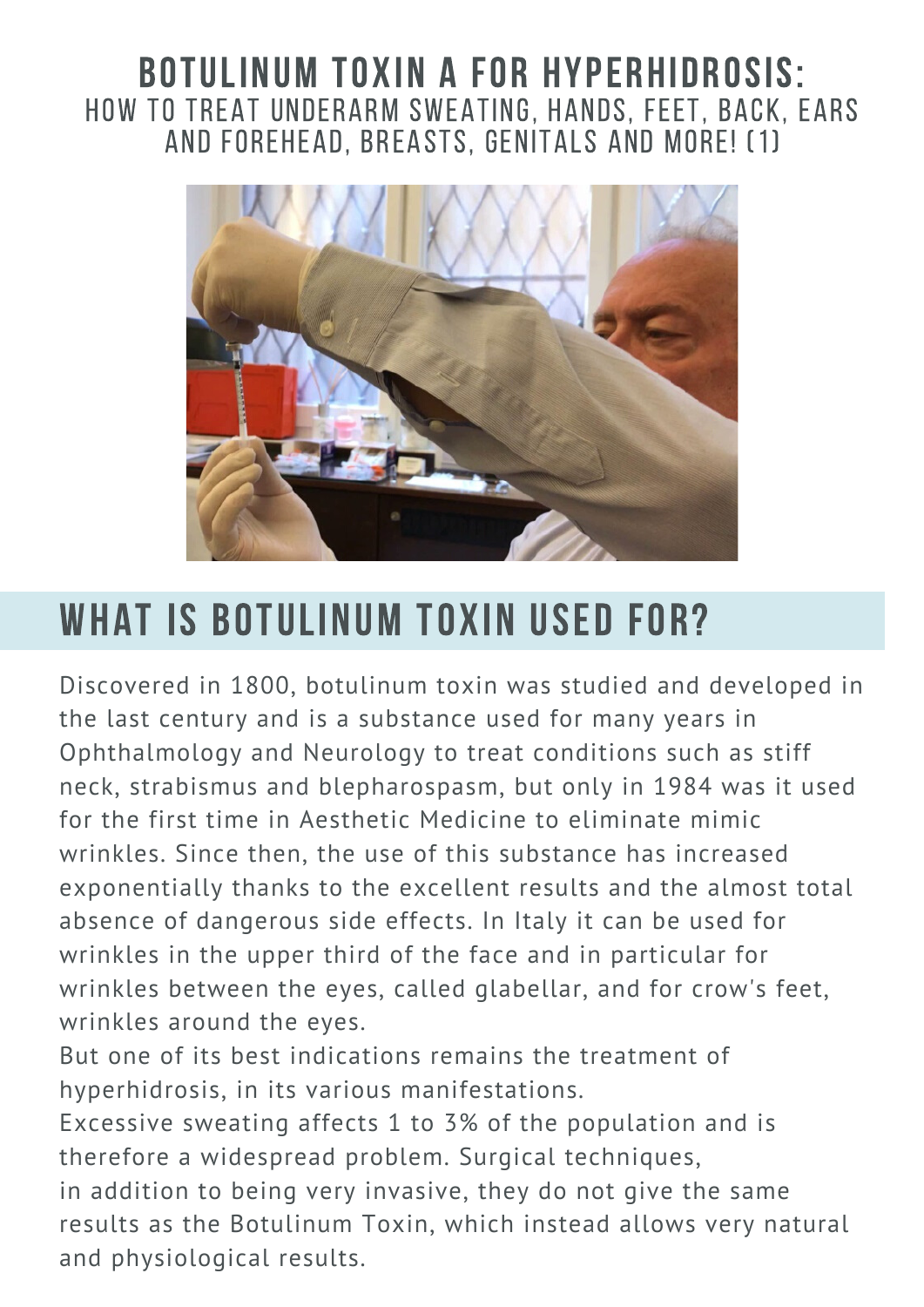# BOTULINUM TOXIN A FOR HYPERHIDROSIS:

HOW TO TREAT UNDERARM SWEATING, HANDS, FEET, BACK, EARS AND FOREHEAD, BREASTS, GENITALS AND MORE! (1)

## WHAT IS BOTULINUM TOXIN USED FOR?

Discovered in 1800, botulinum toxin was studied and developed in the last century and is a substance used for many years in Ophthalmology and Neurology to treat conditions such as stiff neck, strabismus and blepharospasm, but only in 1984 was it used for the first time in Aesthetic Medicine to eliminate mimic wrinkles. Since then, the use of this substance has increased exponentially thanks to the excellent results and the almost total absence of dangerous side effects. In Italy it can be used for wrinkles in the upper third of the face and in particular for wrinkles between the eyes, called glabellar, and for crow's feet, wrinkles around the eyes.

But one of its best indications remains the treatment of hyperhidrosis, in its various manifestations.

Excessive sweating affects 1 to 3% of the population and is therefore a widespread problem. Surgical techniques, in addition to being very invasive, they do not give the same results as the Botulinum Toxin, which instead allows very natural and physiological results.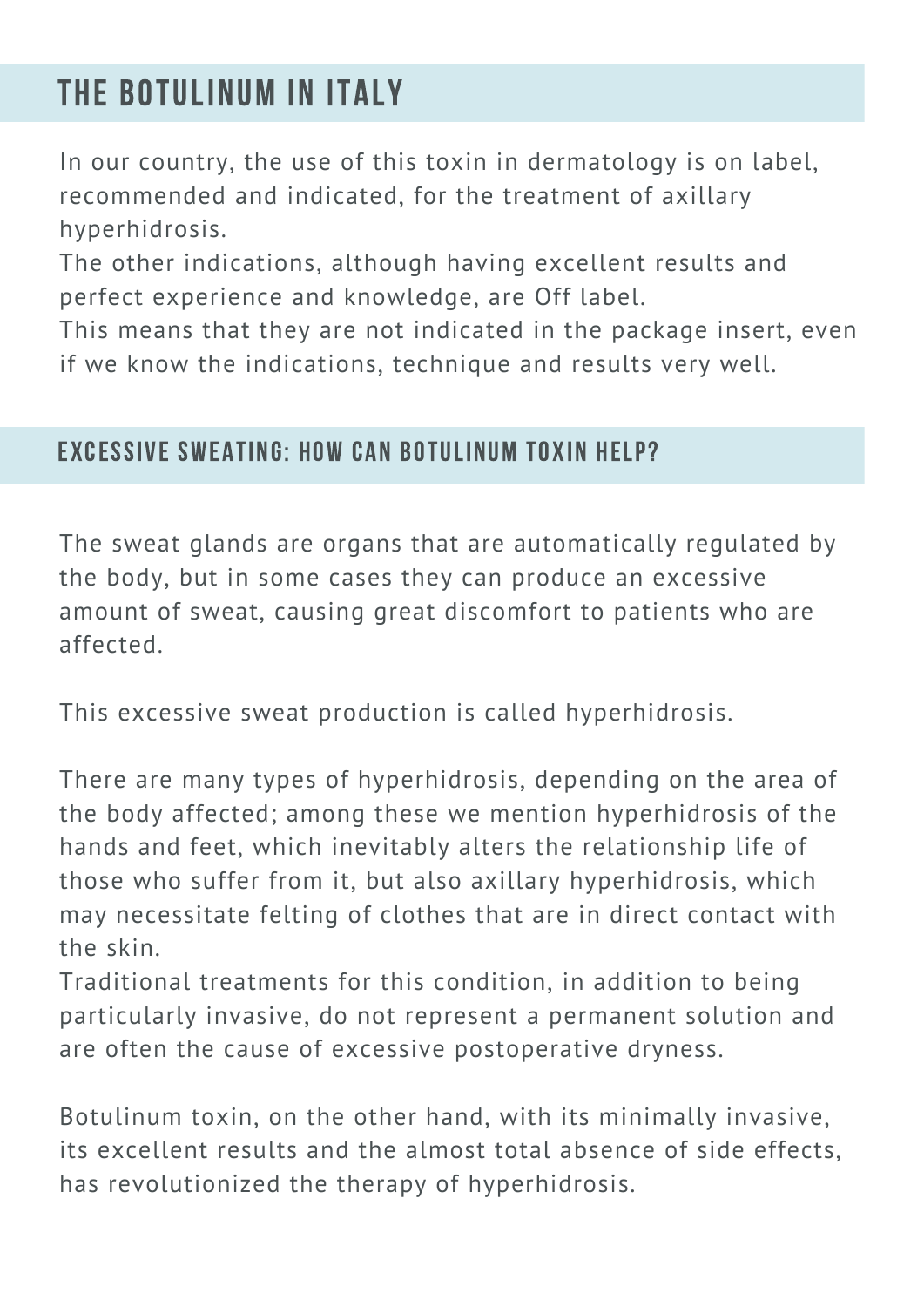## THE BOTULINUM IN ITALY

In our country, the use of this toxin in dermatology is on label, recommended and indicated, for the treatment of axillary hyperhidrosis.
The other indications, although having excellent results and perfect experience and knowledge, are Off label.
This means that they are not indicated in the package insert, even if we know the indications, technique and results very well.

### EXCESSIVE SWEATING: HOW CAN BOTULINUM TOXIN HELP?

The sweat glands are organs that are automatically regulated by the body, but in some cases they can produce an excessive amount of sweat, causing great discomfort to patients who are affected.

This excessive sweat production is called hyperhidrosis.

There are many types of hyperhidrosis, depending on the area of the body affected; among these we mention hyperhidrosis of the hands and feet, which inevitably alters the relationship life of those who suffer from it, but also axillary hyperhidrosis, which may necessitate felting of clothes that are in direct contact with the skin.
Traditional treatments for this condition, in addition to being particularly invasive, do not represent a permanent solution and are often the cause of excessive postoperative dryness.

Botulinum toxin, on the other hand, with its minimally invasive, its excellent results and the almost total absence of side effects, has revolutionized the therapy of hyperhidrosis.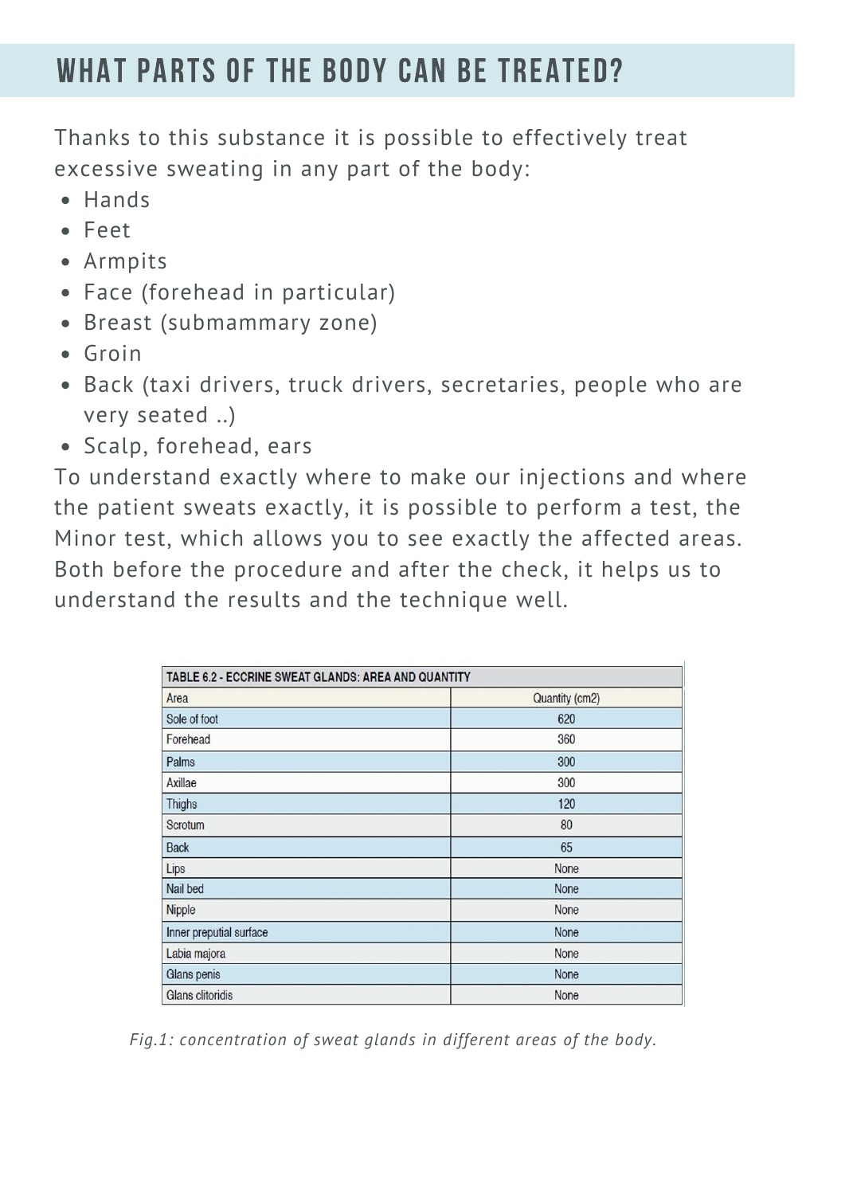# WHAT PARTS OF THE BODY CAN BE TREATED?

Thanks to this substance it is possible to effectively treat excessive sweating in any part of the body:

- Hands
- Feet
- Armpits
- Face (forehead in particular)
- Breast (submammary zone)
- Groin
- Back (taxi drivers, truck drivers, secretaries, people who are very seated ..)
- Scalp, forehead, ears

To understand exactly where to make our injections and where the patient sweats exactly, it is possible to perform a test, the Minor test, which allows you to see exactly the affected areas. Both before the procedure and after the check, it helps us to understand the results and the technique well.

| TABLE 6.2 - ECCRINE SWEAT GLANDS: AREA AND QUANTITY | |
|---|---|
| Area | Quantity (cm2) |
| Sole of foot | 620 |
| Forehead | 360 |
| Palms | 300 |
| Axillae | 300 |
| Thighs | 120 |
| Scrotum | 80 |
| Back | 65 |
| Lips | None |
| Nail bed | None |
| Nipple | None |
| Inner preputial surface | None |
| Labia majora | None |
| Glans penis | None |
| Glans clitoridis | None |

*Fig.1: concentration of sweat glands in different areas of the body.*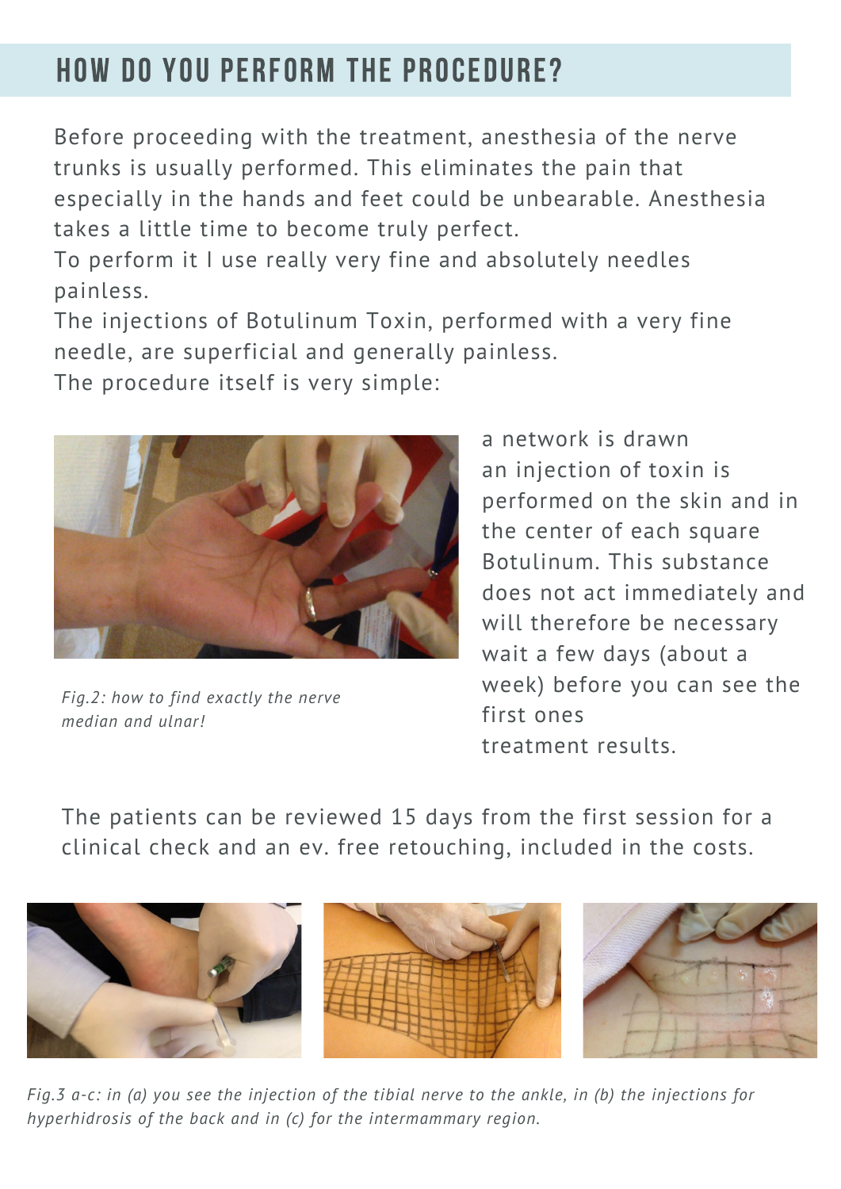## HOW DO YOU PERFORM THE PROCEDURE?

Before proceeding with the treatment, anesthesia of the nerve trunks is usually performed. This eliminates the pain that especially in the hands and feet could be unbearable. Anesthesia takes a little time to become truly perfect.
To perform it I use really very fine and absolutely needles painless.
The injections of Botulinum Toxin, performed with a very fine needle, are superficial and generally painless.
The procedure itself is very simple:

*Fig.2: how to find exactly the nerve median and ulnar!*

a network is drawn
an injection of toxin is performed on the skin and in the center of each square Botulinum. This substance does not act immediately and will therefore be necessary wait a few days (about a week) before you can see the first ones
treatment results.

The patients can be reviewed 15 days from the first session for a clinical check and an ev. free retouching, included in the costs.

*Fig.3 a-c: in (a) you see the injection of the tibial nerve to the ankle, in (b) the injections for hyperhidrosis of the back and in (c) for the intermammary region.*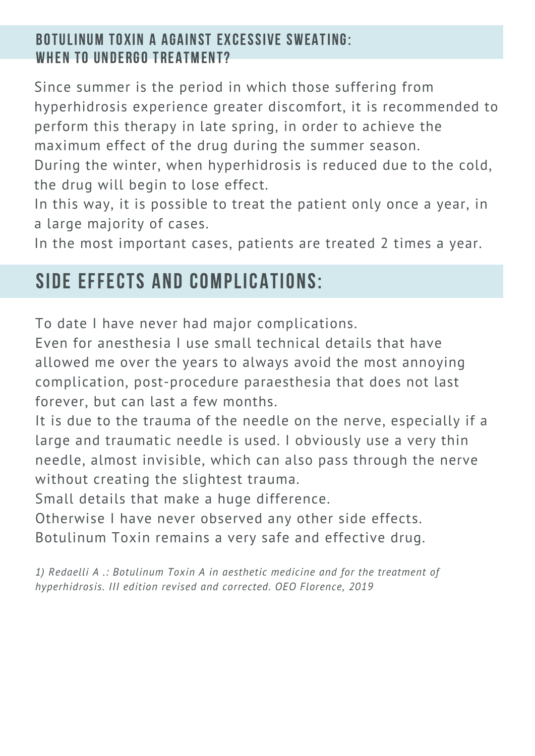## BOTULINUM TOXIN A AGAINST EXCESSIVE SWEATING: WHEN TO UNDERGO TREATMENT?

Since summer is the period in which those suffering from hyperhidrosis experience greater discomfort, it is recommended to perform this therapy in late spring, in order to achieve the maximum effect of the drug during the summer season.
During the winter, when hyperhidrosis is reduced due to the cold, the drug will begin to lose effect.
In this way, it is possible to treat the patient only once a year, in a large majority of cases.
In the most important cases, patients are treated 2 times a year.

## SIDE EFFECTS AND COMPLICATIONS:

To date I have never had major complications.
Even for anesthesia I use small technical details that have allowed me over the years to always avoid the most annoying complication, post-procedure paraesthesia that does not last forever, but can last a few months.
It is due to the trauma of the needle on the nerve, especially if a large and traumatic needle is used. I obviously use a very thin needle, almost invisible, which can also pass through the nerve without creating the slightest trauma.
Small details that make a huge difference.
Otherwise I have never observed any other side effects.
Botulinum Toxin remains a very safe and effective drug.

*1) Redaelli A .: Botulinum Toxin A in aesthetic medicine and for the treatment of hyperhidrosis. III edition revised and corrected. OEO Florence, 2019*